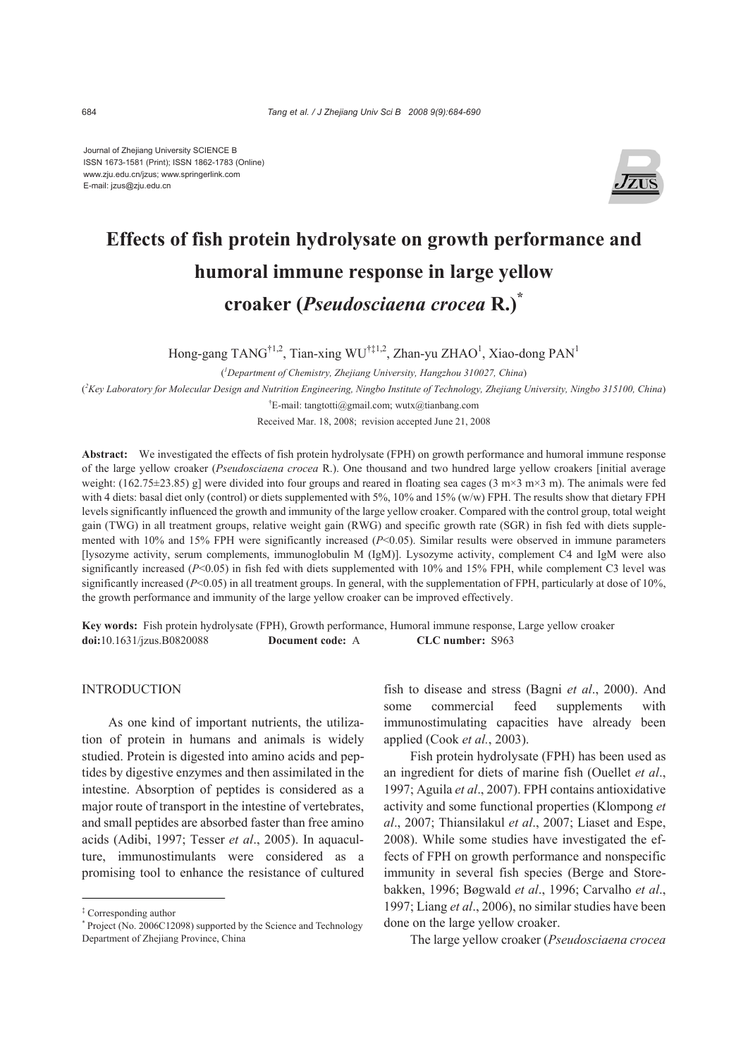Journal of Zhejiang University SCIENCE B
ISSN 1673-1581 (Print); ISSN 1862-1783 (Online)
www.zju.edu.cn/jzus; www.springerlink.com
E-mail: jzus@zju.edu.cn

# Effects of fish protein hydrolysate on growth performance and humoral immune response in large yellow croaker (*Pseudosciaena crocea* R.)*

Hong-gang TANG[†1,2], Tian-xing WU[†‡1,2], Zhan-yu ZHAO[1], Xiao-dong PAN[1]

([1]*Department of Chemistry, Zhejiang University, Hangzhou 310027, China*)

([2]*Key Laboratory for Molecular Design and Nutrition Engineering, Ningbo Institute of Technology, Zhejiang University, Ningbo 315100, China*)

[†]E-mail: tangtotti@gmail.com; wutx@tianbang.com

Received Mar. 18, 2008; revision accepted June 21, 2008

**Abstract:** We investigated the effects of fish protein hydrolysate (FPH) on growth performance and humoral immune response of the large yellow croaker (*Pseudosciaena crocea* R.). One thousand and two hundred large yellow croakers [initial average weight: (162.75±23.85) g] were divided into four groups and reared in floating sea cages (3 m×3 m×3 m). The animals were fed with 4 diets: basal diet only (control) or diets supplemented with 5%, 10% and 15% (w/w) FPH. The results show that dietary FPH levels significantly influenced the growth and immunity of the large yellow croaker. Compared with the control group, total weight gain (TWG) in all treatment groups, relative weight gain (RWG) and specific growth rate (SGR) in fish fed with diets supplemented with 10% and 15% FPH were significantly increased ($P<0.05$). Similar results were observed in immune parameters [lysozyme activity, serum complements, immunoglobulin M (IgM)]. Lysozyme activity, complement C4 and IgM were also significantly increased ($P<0.05$) in fish fed with diets supplemented with 10% and 15% FPH, while complement C3 level was significantly increased ($P<0.05$) in all treatment groups. In general, with the supplementation of FPH, particularly at dose of 10%, the growth performance and immunity of the large yellow croaker can be improved effectively.

**Key words:** Fish protein hydrolysate (FPH), Growth performance, Humoral immune response, Large yellow croaker
**doi:**10.1631/jzus.B0820088 **Document code:** A **CLC number:** S963

## INTRODUCTION

As one kind of important nutrients, the utilization of protein in humans and animals is widely studied. Protein is digested into amino acids and peptides by digestive enzymes and then assimilated in the intestine. Absorption of peptides is considered as a major route of transport in the intestine of vertebrates, and small peptides are absorbed faster than free amino acids (Adibi, 1997; Tesser *et al*., 2005). In aquaculture, immunostimulants were considered as a promising tool to enhance the resistance of cultured fish to disease and stress (Bagni *et al*., 2000). And some commercial feed supplements with immunostimulating capacities have already been applied (Cook *et al.*, 2003).

Fish protein hydrolysate (FPH) has been used as an ingredient for diets of marine fish (Ouellet *et al*., 1997; Aguila *et al*., 2007). FPH contains antioxidative activity and some functional properties (Klompong *et al*., 2007; Thiansilakul *et al*., 2007; Liaset and Espe, 2008). While some studies have investigated the effects of FPH on growth performance and nonspecific immunity in several fish species (Berge and Storebakken, 1996; Bøgwald *et al*., 1996; Carvalho *et al*., 1997; Liang *et al*., 2006), no similar studies have been done on the large yellow croaker.

The large yellow croaker (*Pseudosciaena crocea*

---

‡ Corresponding author

\* Project (No. 2006C12098) supported by the Science and Technology Department of Zhejiang Province, China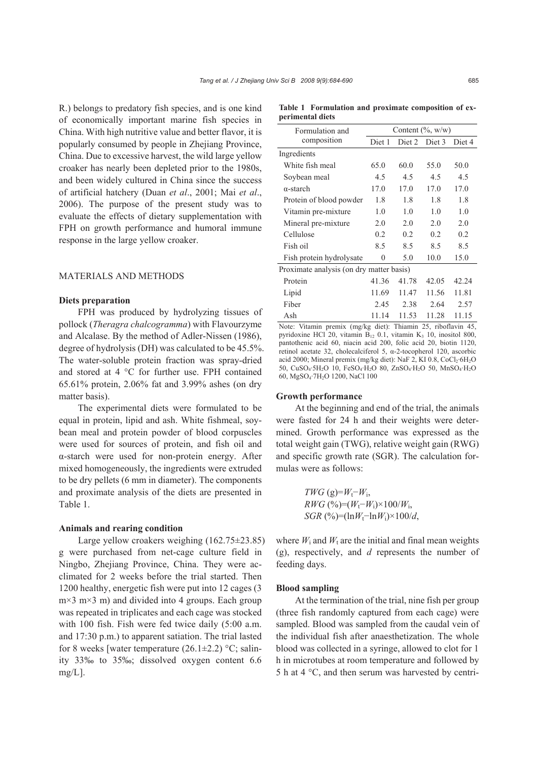R.) belongs to predatory fish species, and is one kind of economically important marine fish species in China. With high nutritive value and better flavor, it is popularly consumed by people in Zhejiang Province, China. Due to excessive harvest, the wild large yellow croaker has nearly been depleted prior to the 1980s, and been widely cultured in China since the success of artificial hatchery (Duan *et al*., 2001; Mai *et al*., 2006). The purpose of the present study was to evaluate the effects of dietary supplementation with FPH on growth performance and humoral immune response in the large yellow croaker.

## MATERIALS AND METHODS

### Diets preparation

FPH was produced by hydrolyzing tissues of pollock (*Theragra chalcogramma*) with Flavourzyme and Alcalase. By the method of Adler-Nissen (1986), degree of hydrolysis (DH) was calculated to be 45.5%. The water-soluble protein fraction was spray-dried and stored at 4 °C for further use. FPH contained 65.61% protein, 2.06% fat and 3.99% ashes (on dry matter basis).

The experimental diets were formulated to be equal in protein, lipid and ash. White fishmeal, soybean meal and protein powder of blood corpuscles were used for sources of protein, and fish oil and α-starch were used for non-protein energy. After mixed homogeneously, the ingredients were extruded to be dry pellets (6 mm in diameter). The components and proximate analysis of the diets are presented in Table 1.

### Animals and rearing condition

Large yellow croakers weighing (162.75±23.85) g were purchased from net-cage culture field in Ningbo, Zhejiang Province, China. They were acclimated for 2 weeks before the trial started. Then 1200 healthy, energetic fish were put into 12 cages (3 m×3 m×3 m) and divided into 4 groups. Each group was repeated in triplicates and each cage was stocked with 100 fish. Fish were fed twice daily (5:00 a.m. and 17:30 p.m.) to apparent satiation. The trial lasted for 8 weeks [water temperature (26.1±2.2) °C; salinity 33‰ to 35‰; dissolved oxygen content 6.6 mg/L].

**Table 1 Formulation and proximate composition of experimental diets**

| Formulation and composition | Content (%, w/w) | | | |
|---|---|---|---|---|
| | Diet 1 | Diet 2 | Diet 3 | Diet 4 |
| Ingredients | | | | |
| White fish meal | 65.0 | 60.0 | 55.0 | 50.0 |
| Soybean meal | 4.5 | 4.5 | 4.5 | 4.5 |
| α-starch | 17.0 | 17.0 | 17.0 | 17.0 |
| Protein of blood powder | 1.8 | 1.8 | 1.8 | 1.8 |
| Vitamin pre-mixture | 1.0 | 1.0 | 1.0 | 1.0 |
| Mineral pre-mixture | 2.0 | 2.0 | 2.0 | 2.0 |
| Cellulose | 0.2 | 0.2 | 0.2 | 0.2 |
| Fish oil | 8.5 | 8.5 | 8.5 | 8.5 |
| Fish protein hydrolysate | 0 | 5.0 | 10.0 | 15.0 |
| Proximate analysis (on dry matter basis) | | | | |
| Protein | 41.36 | 41.78 | 42.05 | 42.24 |
| Lipid | 11.69 | 11.47 | 11.56 | 11.81 |
| Fiber | 2.45 | 2.38 | 2.64 | 2.57 |
| Ash | 11.14 | 11.53 | 11.28 | 11.15 |

Note: Vitamin premix (mg/kg diet): Thiamin 25, riboflavin 45, pyridoxine HCl 20, vitamin $B_{12}$ 0.1, vitamin $K_3$ 10, inositol 800, pantothenic acid 60, niacin acid 200, folic acid 20, biotin 1120, retinol acetate 32, cholecalciferol 5, α-2-tocopherol 120, ascorbic acid 2000; Mineral premix (mg/kg diet): NaF 2, KI 0.8, $CoCl_2{\cdot}6H_2O$ 50, $CuSO_4{\cdot}5H_2O$ 10, $FeSO_4{\cdot}H_2O$ 80, $ZnSO_4{\cdot}H_2O$ 50, $MnSO_4{\cdot}H_2O$ 60, $MgSO_4{\cdot}7H_2O$ 1200, NaCl 100

### Growth performance

At the beginning and end of the trial, the animals were fasted for 24 h and their weights were determined. Growth performance was expressed as the total weight gain (TWG), relative weight gain (RWG) and specific growth rate (SGR). The calculation formulas were as follows:

$$TWG\ (\text{g})=W_t-W_i,$$

$$RWG\ (\%)=(W_t-W_i)\times 100/W_i,$$

$$SGR\ (\%)=(\ln W_t-\ln W_i)\times 100/d,$$

where $W_i$ and $W_t$ are the initial and final mean weights (g), respectively, and $d$ represents the number of feeding days.

### Blood sampling

At the termination of the trial, nine fish per group (three fish randomly captured from each cage) were sampled. Blood was sampled from the caudal vein of the individual fish after anaesthetization. The whole blood was collected in a syringe, allowed to clot for 1 h in microtubes at room temperature and followed by 5 h at 4 °C, and then serum was harvested by centri-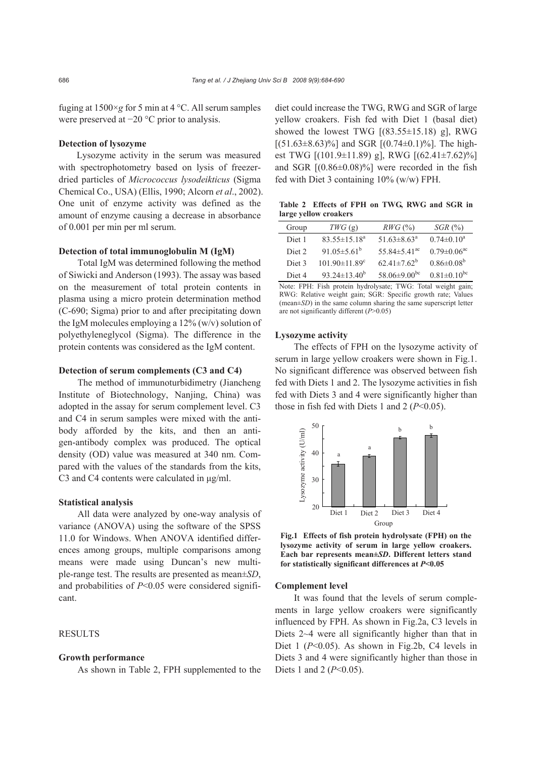fuging at 1500×*g* for 5 min at 4 °C. All serum samples were preserved at −20 °C prior to analysis.

### Detection of lysozyme

Lysozyme activity in the serum was measured with spectrophotometry based on lysis of freezer-dried particles of *Micrococcus lysodeikticus* (Sigma Chemical Co., USA) (Ellis, 1990; Alcorn *et al*., 2002). One unit of enzyme activity was defined as the amount of enzyme causing a decrease in absorbance of 0.001 per min per ml serum.

### Detection of total immunoglobulin M (IgM)

Total IgM was determined following the method of Siwicki and Anderson (1993). The assay was based on the measurement of total protein contents in plasma using a micro protein determination method (C-690; Sigma) prior to and after precipitating down the IgM molecules employing a 12% (w/v) solution of polyethyleneglycol (Sigma). The difference in the protein contents was considered as the IgM content.

### Detection of serum complements (C3 and C4)

The method of immunoturbidimetry (Jiancheng Institute of Biotechnology, Nanjing, China) was adopted in the assay for serum complement level. C3 and C4 in serum samples were mixed with the antibody afforded by the kits, and then an antigen-antibody complex was produced. The optical density (OD) value was measured at 340 nm. Compared with the values of the standards from the kits, C3 and C4 contents were calculated in μg/ml.

### Statistical analysis

All data were analyzed by one-way analysis of variance (ANOVA) using the software of the SPSS 11.0 for Windows. When ANOVA identified differences among groups, multiple comparisons among means were made using Duncan's new multiple-range test. The results are presented as mean±*SD*, and probabilities of $P<0.05$ were considered significant.

## RESULTS

### Growth performance

As shown in Table 2, FPH supplemented to the diet could increase the TWG, RWG and SGR of large yellow croakers. Fish fed with Diet 1 (basal diet) showed the lowest TWG [(83.55±15.18) g], RWG [(51.63±8.63)%] and SGR [(0.74±0.1)%]. The highest TWG [(101.9±11.89) g], RWG [(62.41±7.62)%] and SGR [(0.86±0.08)%] were recorded in the fish fed with Diet 3 containing 10% (w/w) FPH.

**Table 2 Effects of FPH on TWG, RWG and SGR in large yellow croakers**

| Group | *TWG* (g) | *RWG* (%) | *SGR* (%) |
|---|---|---|---|
| Diet 1 | 83.55±15.18$^{a}$ | 51.63±8.63$^{a}$ | 0.74±0.10$^{a}$ |
| Diet 2 | 91.05±5.61$^{b}$ | 55.84±5.41$^{ac}$ | 0.79±0.06$^{ac}$ |
| Diet 3 | 101.90±11.89$^{c}$ | 62.41±7.62$^{b}$ | 0.86±0.08$^{b}$ |
| Diet 4 | 93.24±13.40$^{b}$ | 58.06±9.00$^{bc}$ | 0.81±0.10$^{bc}$ |

Note: FPH: Fish protein hydrolysate; TWG: Total weight gain; RWG: Relative weight gain; SGR: Specific growth rate; Values (mean±*SD*) in the same column sharing the same superscript letter are not significantly different ($P>0.05$)

### Lysozyme activity

The effects of FPH on the lysozyme activity of serum in large yellow croakers were shown in Fig.1. No significant difference was observed between fish fed with Diets 1 and 2. The lysozyme activities in fish fed with Diets 3 and 4 were significantly higher than those in fish fed with Diets 1 and 2 ($P<0.05$).

**Fig.1 Effects of fish protein hydrolysate (FPH) on the lysozyme activity of serum in large yellow croakers. Each bar represents mean±*SD*. Different letters stand for statistically significant differences at $P<0.05$**

### Complement level

It was found that the levels of serum complements in large yellow croakers were significantly influenced by FPH. As shown in Fig.2a, C3 levels in Diets 2~4 were all significantly higher than that in Diet 1 ($P<0.05$). As shown in Fig.2b, C4 levels in Diets 3 and 4 were significantly higher than those in Diets 1 and 2 ($P<0.05$).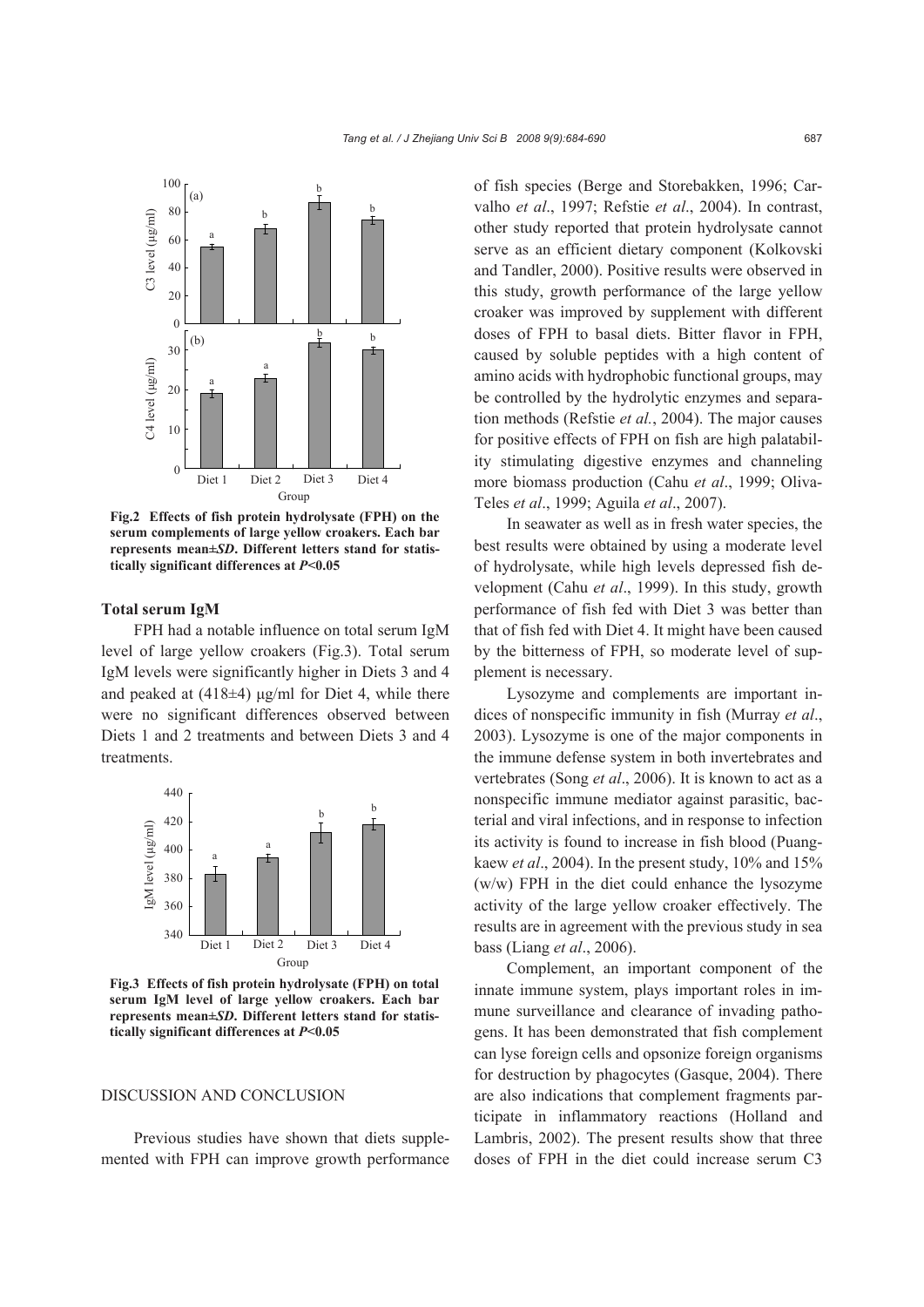Fig.2 Effects of fish protein hydrolysate (FPH) on the serum complements of large yellow croakers. Each bar represents mean±*SD*. Different letters stand for statistically significant differences at $P<0.05$

### Total serum IgM

FPH had a notable influence on total serum IgM level of large yellow croakers (Fig.3). Total serum IgM levels were significantly higher in Diets 3 and 4 and peaked at (418±4) μg/ml for Diet 4, while there were no significant differences observed between Diets 1 and 2 treatments and between Diets 3 and 4 treatments.

Fig.3 Effects of fish protein hydrolysate (FPH) on total serum IgM level of large yellow croakers. Each bar represents mean±*SD*. Different letters stand for statistically significant differences at $P<0.05$

## DISCUSSION AND CONCLUSION

Previous studies have shown that diets supplemented with FPH can improve growth performance of fish species (Berge and Storebakken, 1996; Carvalho *et al*., 1997; Refstie *et al*., 2004). In contrast, other study reported that protein hydrolysate cannot serve as an efficient dietary component (Kolkovski and Tandler, 2000). Positive results were observed in this study, growth performance of the large yellow croaker was improved by supplement with different doses of FPH to basal diets. Bitter flavor in FPH, caused by soluble peptides with a high content of amino acids with hydrophobic functional groups, may be controlled by the hydrolytic enzymes and separation methods (Refstie *et al.*, 2004). The major causes for positive effects of FPH on fish are high palatability stimulating digestive enzymes and channeling more biomass production (Cahu *et al*., 1999; Oliva-Teles *et al*., 1999; Aguila *et al*., 2007).

In seawater as well as in fresh water species, the best results were obtained by using a moderate level of hydrolysate, while high levels depressed fish development (Cahu *et al*., 1999). In this study, growth performance of fish fed with Diet 3 was better than that of fish fed with Diet 4. It might have been caused by the bitterness of FPH, so moderate level of supplement is necessary.

Lysozyme and complements are important indices of nonspecific immunity in fish (Murray *et al*., 2003). Lysozyme is one of the major components in the immune defense system in both invertebrates and vertebrates (Song *et al*., 2006). It is known to act as a nonspecific immune mediator against parasitic, bacterial and viral infections, and in response to infection its activity is found to increase in fish blood (Puangkaew *et al*., 2004). In the present study, 10% and 15% (w/w) FPH in the diet could enhance the lysozyme activity of the large yellow croaker effectively. The results are in agreement with the previous study in sea bass (Liang *et al*., 2006).

Complement, an important component of the innate immune system, plays important roles in immune surveillance and clearance of invading pathogens. It has been demonstrated that fish complement can lyse foreign cells and opsonize foreign organisms for destruction by phagocytes (Gasque, 2004). There are also indications that complement fragments participate in inflammatory reactions (Holland and Lambris, 2002). The present results show that three doses of FPH in the diet could increase serum C3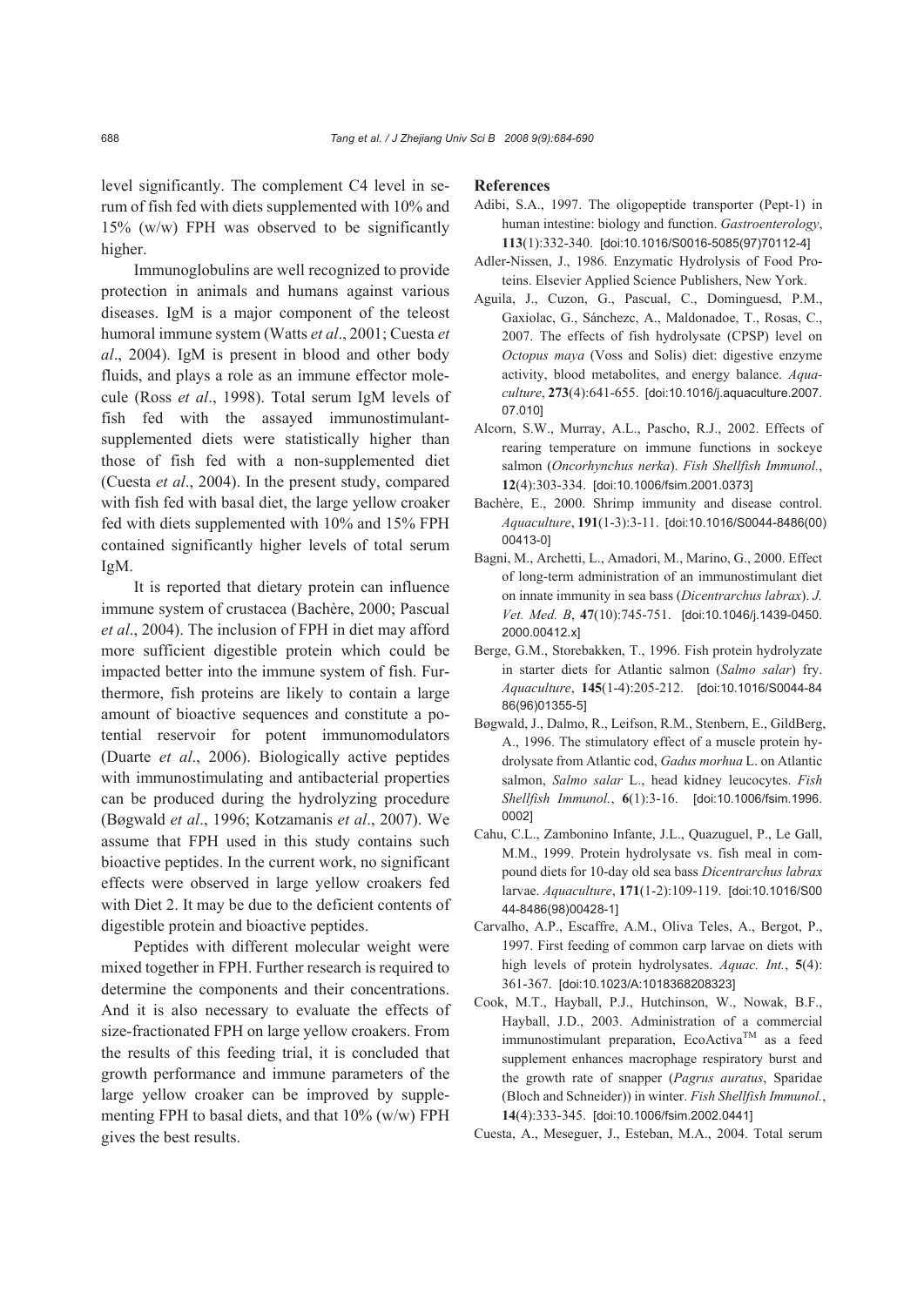level significantly. The complement C4 level in serum of fish fed with diets supplemented with 10% and 15% (w/w) FPH was observed to be significantly higher.

Immunoglobulins are well recognized to provide protection in animals and humans against various diseases. IgM is a major component of the teleost humoral immune system (Watts *et al*., 2001; Cuesta *et al*., 2004). IgM is present in blood and other body fluids, and plays a role as an immune effector molecule (Ross *et al*., 1998). Total serum IgM levels of fish fed with the assayed immunostimulant-supplemented diets were statistically higher than those of fish fed with a non-supplemented diet (Cuesta *et al*., 2004). In the present study, compared with fish fed with basal diet, the large yellow croaker fed with diets supplemented with 10% and 15% FPH contained significantly higher levels of total serum IgM.

It is reported that dietary protein can influence immune system of crustacea (Bachère, 2000; Pascual *et al*., 2004). The inclusion of FPH in diet may afford more sufficient digestible protein which could be impacted better into the immune system of fish. Furthermore, fish proteins are likely to contain a large amount of bioactive sequences and constitute a potential reservoir for potent immunomodulators (Duarte *et al*., 2006). Biologically active peptides with immunostimulating and antibacterial properties can be produced during the hydrolyzing procedure (Bøgwald *et al*., 1996; Kotzamanis *et al*., 2007). We assume that FPH used in this study contains such bioactive peptides. In the current work, no significant effects were observed in large yellow croakers fed with Diet 2. It may be due to the deficient contents of digestible protein and bioactive peptides.

Peptides with different molecular weight were mixed together in FPH. Further research is required to determine the components and their concentrations. And it is also necessary to evaluate the effects of size-fractionated FPH on large yellow croakers. From the results of this feeding trial, it is concluded that growth performance and immune parameters of the large yellow croaker can be improved by supplementing FPH to basal diets, and that 10% (w/w) FPH gives the best results.

## References

Adibi, S.A., 1997. The oligopeptide transporter (Pept-1) in human intestine: biology and function. *Gastroenterology*, **113**(1):332-340. [doi:10.1016/S0016-5085(97)70112-4]

Adler-Nissen, J., 1986. Enzymatic Hydrolysis of Food Proteins. Elsevier Applied Science Publishers, New York.

Aguila, J., Cuzon, G., Pascual, C., Dominguesd, P.M., Gaxiolac, G., Sánchezc, A., Maldonadoe, T., Rosas, C., 2007. The effects of fish hydrolysate (CPSP) level on *Octopus maya* (Voss and Solis) diet: digestive enzyme activity, blood metabolites, and energy balance. *Aquaculture*, **273**(4):641-655. [doi:10.1016/j.aquaculture.2007.07.010]

Alcorn, S.W., Murray, A.L., Pascho, R.J., 2002. Effects of rearing temperature on immune functions in sockeye salmon (*Oncorhynchus nerka*). *Fish Shellfish Immunol.*, **12**(4):303-334. [doi:10.1006/fsim.2001.0373]

Bachère, E., 2000. Shrimp immunity and disease control. *Aquaculture*, **191**(1-3):3-11. [doi:10.1016/S0044-8486(00)00413-0]

Bagni, M., Archetti, L., Amadori, M., Marino, G., 2000. Effect of long-term administration of an immunostimulant diet on innate immunity in sea bass (*Dicentrarchus labrax*). *J. Vet. Med. B*, **47**(10):745-751. [doi:10.1046/j.1439-0450.2000.00412.x]

Berge, G.M., Storebakken, T., 1996. Fish protein hydrolyzate in starter diets for Atlantic salmon (*Salmo salar*) fry. *Aquaculture*, **145**(1-4):205-212. [doi:10.1016/S0044-8486(96)01355-5]

Bøgwald, J., Dalmo, R., Leifson, R.M., Stenbern, E., GildBerg, A., 1996. The stimulatory effect of a muscle protein hydrolysate from Atlantic cod, *Gadus morhua* L. on Atlantic salmon, *Salmo salar* L., head kidney leucocytes. *Fish Shellfish Immunol.*, **6**(1):3-16. [doi:10.1006/fsim.1996.0002]

Cahu, C.L., Zambonino Infante, J.L., Quazuguel, P., Le Gall, M.M., 1999. Protein hydrolysate vs. fish meal in compound diets for 10-day old sea bass *Dicentrarchus labrax* larvae. *Aquaculture*, **171**(1-2):109-119. [doi:10.1016/S0044-8486(98)00428-1]

Carvalho, A.P., Escaffre, A.M., Oliva Teles, A., Bergot, P., 1997. First feeding of common carp larvae on diets with high levels of protein hydrolysates. *Aquac. Int.*, **5**(4):361-367. [doi:10.1023/A:1018368208323]

Cook, M.T., Hayball, P.J., Hutchinson, W., Nowak, B.F., Hayball, J.D., 2003. Administration of a commercial immunostimulant preparation, EcoActiva™ as a feed supplement enhances macrophage respiratory burst and the growth rate of snapper (*Pagrus auratus*, Sparidae (Bloch and Schneider)) in winter. *Fish Shellfish Immunol.*, **14**(4):333-345. [doi:10.1006/fsim.2002.0441]

Cuesta, A., Meseguer, J., Esteban, M.A., 2004. Total serum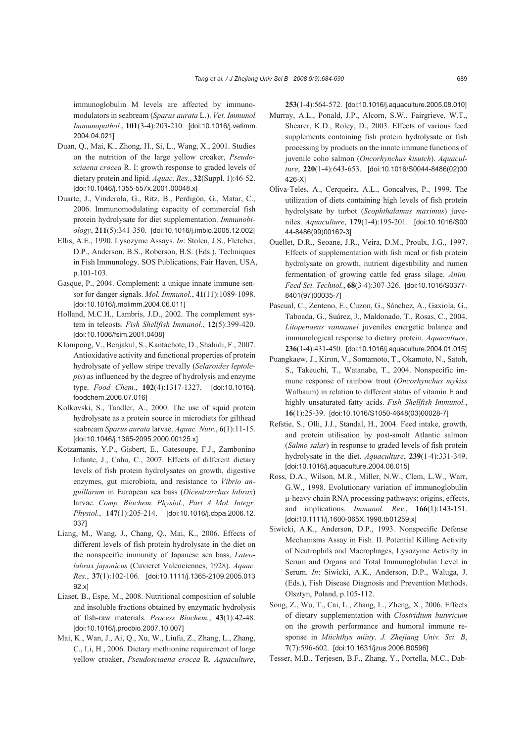immunoglobulin M levels are affected by immunomodulators in seabream (*Sparus aurata* L.). *Vet. Immunol. Immunopathol.*, **101**(3-4):203-210. [doi:10.1016/j.vetimm.2004.04.021]

Duan, Q., Mai, K., Zhong, H., Si, L., Wang, X., 2001. Studies on the nutrition of the large yellow croaker, *Pseudosciaena crocea* R. I: growth response to graded levels of dietary protein and lipid. *Aquac. Res.*, **32**(Suppl. 1):46-52. [doi:10.1046/j.1355-557x.2001.00048.x]

Duarte, J., Vinderola, G., Ritz, B., Perdigón, G., Matar, C., 2006. Immunomodulating capacity of commercial fish protein hydrolysate for diet supplementation. *Immunobiology*, **211**(5):341-350. [doi:10.1016/j.imbio.2005.12.002]

Ellis, A.E., 1990. Lysozyme Assays. *In*: Stolen, J.S., Fletcher, D.P., Anderson, B.S., Roberson, B.S. (Eds.), Techniques in Fish Immunology. SOS Publications, Fair Haven, USA, p.101-103.

Gasque, P., 2004. Complement: a unique innate immune sensor for danger signals. *Mol. Immunol.*, **41**(11):1089-1098. [doi:10.1016/j.molimm.2004.06.011]

Holland, M.C.H., Lambris, J.D., 2002. The complement system in teleosts. *Fish Shellfish Immunol.*, **12**(5):399-420. [doi:10.1006/fsim.2001.0408]

Klompong, V., Benjakul, S., Kantachote, D., Shahidi, F., 2007. Antioxidative activity and functional properties of protein hydrolysate of yellow stripe trevally (*Selaroides leptolepis*) as influenced by the degree of hydrolysis and enzyme type. *Food Chem.*, **102**(4):1317-1327. [doi:10.1016/j.foodchem.2006.07.016]

Kolkovski, S., Tandler, A., 2000. The use of squid protein hydrolysate as a protein source in microdiets for gilthead seabream *Sparus aurata* larvae. *Aquac. Nutr.*, **6**(1):11-15. [doi:10.1046/j.1365-2095.2000.00125.x]

Kotzamanis, Y.P., Gisbert, E., Gatesoupe, F.J., Zambonino Infante, J., Cahu, C., 2007. Effects of different dietary levels of fish protein hydrolysates on growth, digestive enzymes, gut microbiota, and resistance to *Vibrio anguillarum* in European sea bass (*Dicentrarchus labrax*) larvae. *Comp. Biochem. Physiol., Part A Mol. Integr. Physiol.*, **147**(1):205-214. [doi:10.1016/j.cbpa.2006.12.037]

Liang, M., Wang, J., Chang, Q., Mai, K., 2006. Effects of different levels of fish protein hydrolysate in the diet on the nonspecific immunity of Japanese sea bass, *Lateolabrax japonicus* (Cuvieret Valenciennes, 1928). *Aquac. Res.*, **37**(1):102-106. [doi:10.1111/j.1365-2109.2005.01392.x]

Liaset, B., Espe, M., 2008. Nutritional composition of soluble and insoluble fractions obtained by enzymatic hydrolysis of fish-raw materials. *Process Biochem.*, **43**(1):42-48. [doi:10.1016/j.procbio.2007.10.007]

Mai, K., Wan, J., Ai, Q., Xu, W., Liufu, Z., Zhang, L., Zhang, C., Li, H., 2006. Dietary methionine requirement of large yellow croaker, *Pseudosciaena crocea* R. *Aquaculture*, **253**(1-4):564-572. [doi:10.1016/j.aquaculture.2005.08.010]

Murray, A.L., Ponald, J.P., Alcorn, S.W., Fairgrieve, W.T., Shearer, K.D., Roley, D., 2003. Effects of various feed supplements containing fish protein hydrolysate or fish processing by products on the innate immune functions of juvenile coho salmon (*Oncorhynchus kisutch*). *Aquaculture*, **220**(1-4):643-653. [doi:10.1016/S0044-8486(02)00426-X]

Oliva-Teles, A., Cerqueira, A.L., Goncalves, P., 1999. The utilization of diets containing high levels of fish protein hydrolysate by turbot (*Scophthalamus maximus*) juveniles. *Aquaculture*, **179**(1-4):195-201. [doi:10.1016/S0044-8486(99)00162-3]

Ouellet, D.R., Seoane, J.R., Veira, D.M., Proulx, J.G., 1997. Effects of supplementation with fish meal or fish protein hydrolysate on growth, nutrient digestibility and rumen fermentation of growing cattle fed grass silage. *Anim. Feed Sci. Technol.*, **68**(3-4):307-326. [doi:10.1016/S0377-8401(97)00035-7]

Pascual, C., Zenteno, E., Cuzon, G., Sánchez, A., Gaxiola, G., Taboada, G., Suárez, J., Maldonado, T., Rosas, C., 2004. *Litopenaeus vannamei* juveniles energetic balance and immunological response to dietary protein. *Aquaculture*, **236**(1-4):431-450. [doi:10.1016/j.aquaculture.2004.01.015]

Puangkaew, J., Kiron, V., Somamoto, T., Okamoto, N., Satoh, S., Takeuchi, T., Watanabe, T., 2004. Nonspecific immune response of rainbow trout (*Oncorhynchus mykiss* Walbaum) in relation to different status of vitamin E and highly unsaturated fatty acids. *Fish Shellfish Immunol.*, **16**(1):25-39. [doi:10.1016/S1050-4648(03)00028-7]

Refstie, S., Olli, J.J., Standal, H., 2004. Feed intake, growth, and protein utilisation by post-smolt Atlantic salmon (*Salmo salar*) in response to graded levels of fish protein hydrolysate in the diet. *Aquaculture*, **239**(1-4):331-349. [doi:10.1016/j.aquaculture.2004.06.015]

Ross, D.A., Wilson, M.R., Miller, N.W., Clem, L.W., Warr, G.W., 1998. Evolutionary variation of immunoglobulin μ-heavy chain RNA processing pathways: origins, effects, and implications. *Immunol. Rev.*, **166**(1):143-151. [doi:10.1111/j.1600-065X.1998.tb01259.x]

Siwicki, A.K., Anderson, D.P., 1993. Nonspecific Defense Mechanisms Assay in Fish. II. Potential Killing Activity of Neutrophils and Macrophages, Lysozyme Activity in Serum and Organs and Total Immunoglobulin Level in Serum. *In*: Siwicki, A.K., Anderson, D.P., Waluga, J. (Eds.), Fish Disease Diagnosis and Prevention Methods. Olsztyn, Poland, p.105-112.

Song, Z., Wu, T., Cai, L., Zhang, L., Zheng, X., 2006. Effects of dietary supplementation with *Clostridium butyricum* on the growth performance and humoral immune response in *Miichthys miiuy*. *J. Zhejiang Univ. Sci. B*, **7**(7):596-602. [doi:10.1631/jzus.2006.B0596]

Tesser, M.B., Terjesen, B.F., Zhang, Y., Portella, M.C., Dab-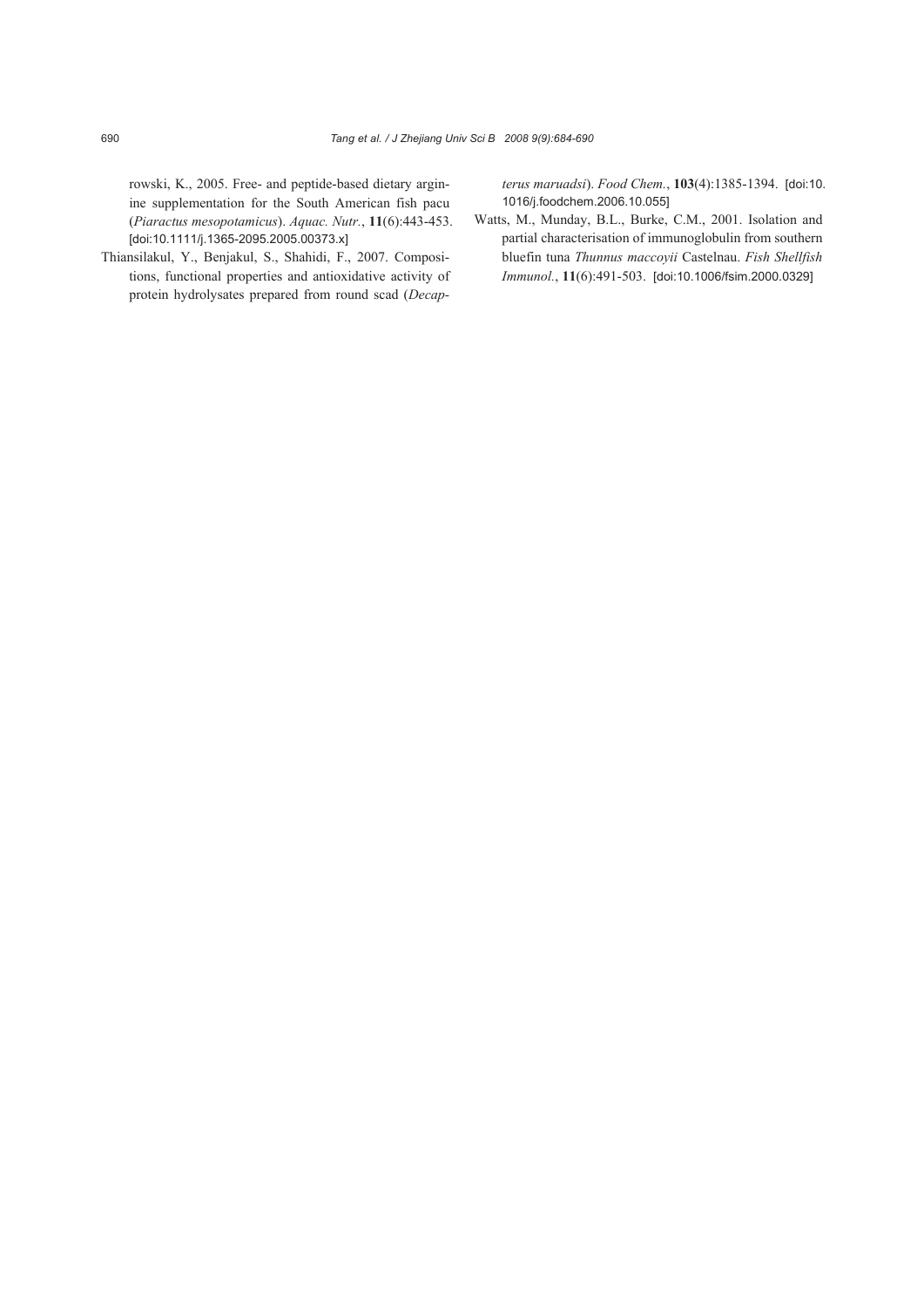rowski, K., 2005. Free- and peptide-based dietary arginine supplementation for the South American fish pacu (*Piaractus mesopotamicus*). *Aquac. Nutr.*, **11**(6):443-453. [doi:10.1111/j.1365-2095.2005.00373.x]

Thiansilakul, Y., Benjakul, S., Shahidi, F., 2007. Compositions, functional properties and antioxidative activity of protein hydrolysates prepared from round scad (*Decapterus maruadsi*). *Food Chem.*, **103**(4):1385-1394. [doi:10.1016/j.foodchem.2006.10.055]

Watts, M., Munday, B.L., Burke, C.M., 2001. Isolation and partial characterisation of immunoglobulin from southern bluefin tuna *Thunnus maccoyii* Castelnau. *Fish Shellfish Immunol.*, **11**(6):491-503. [doi:10.1006/fsim.2000.0329]